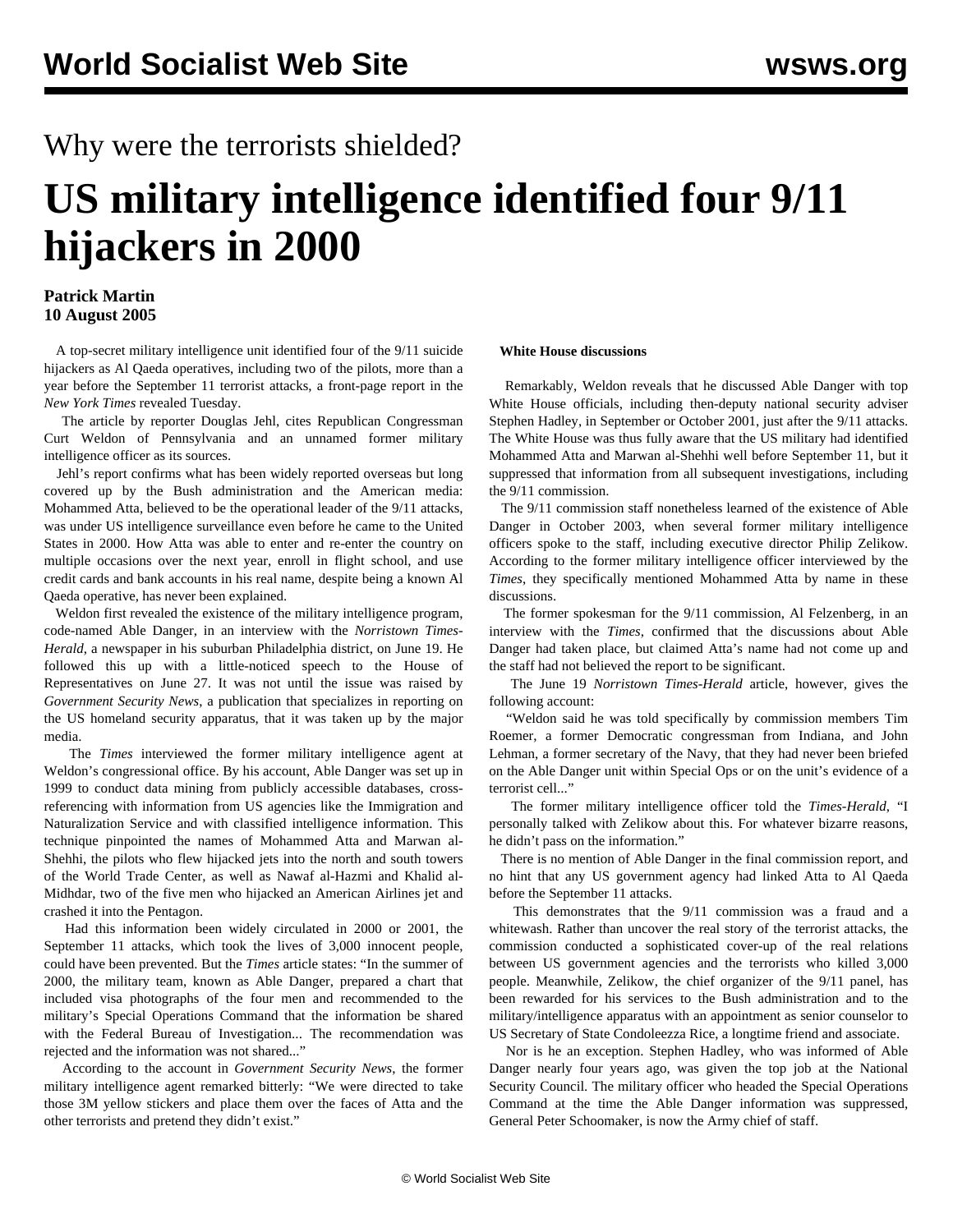World Socialist Web Site wsws.org

## Why were the terrorists shielded?

# US military intelligence identified four 9/11 hijackers in 2000

**Patrick Martin**
**10 August 2005**

A top-secret military intelligence unit identified four of the 9/11 suicide hijackers as Al Qaeda operatives, including two of the pilots, more than a year before the September 11 terrorist attacks, a front-page report in the *New York Times* revealed Tuesday.

The article by reporter Douglas Jehl, cites Republican Congressman Curt Weldon of Pennsylvania and an unnamed former military intelligence officer as its sources.

Jehl's report confirms what has been widely reported overseas but long covered up by the Bush administration and the American media: Mohammed Atta, believed to be the operational leader of the 9/11 attacks, was under US intelligence surveillance even before he came to the United States in 2000. How Atta was able to enter and re-enter the country on multiple occasions over the next year, enroll in flight school, and use credit cards and bank accounts in his real name, despite being a known Al Qaeda operative, has never been explained.

Weldon first revealed the existence of the military intelligence program, code-named Able Danger, in an interview with the *Norristown Times-Herald*, a newspaper in his suburban Philadelphia district, on June 19. He followed this up with a little-noticed speech to the House of Representatives on June 27. It was not until the issue was raised by *Government Security News*, a publication that specializes in reporting on the US homeland security apparatus, that it was taken up by the major media.

The *Times* interviewed the former military intelligence agent at Weldon's congressional office. By his account, Able Danger was set up in 1999 to conduct data mining from publicly accessible databases, cross-referencing with information from US agencies like the Immigration and Naturalization Service and with classified intelligence information. This technique pinpointed the names of Mohammed Atta and Marwan al-Shehhi, the pilots who flew hijacked jets into the north and south towers of the World Trade Center, as well as Nawaf al-Hazmi and Khalid al-Midhdar, two of the five men who hijacked an American Airlines jet and crashed it into the Pentagon.

Had this information been widely circulated in 2000 or 2001, the September 11 attacks, which took the lives of 3,000 innocent people, could have been prevented. But the *Times* article states: "In the summer of 2000, the military team, known as Able Danger, prepared a chart that included visa photographs of the four men and recommended to the military's Special Operations Command that the information be shared with the Federal Bureau of Investigation... The recommendation was rejected and the information was not shared..."

According to the account in *Government Security News*, the former military intelligence agent remarked bitterly: "We were directed to take those 3M yellow stickers and place them over the faces of Atta and the other terrorists and pretend they didn't exist."

**White House discussions**

Remarkably, Weldon reveals that he discussed Able Danger with top White House officials, including then-deputy national security adviser Stephen Hadley, in September or October 2001, just after the 9/11 attacks. The White House was thus fully aware that the US military had identified Mohammed Atta and Marwan al-Shehhi well before September 11, but it suppressed that information from all subsequent investigations, including the 9/11 commission.

The 9/11 commission staff nonetheless learned of the existence of Able Danger in October 2003, when several former military intelligence officers spoke to the staff, including executive director Philip Zelikow. According to the former military intelligence officer interviewed by the *Times*, they specifically mentioned Mohammed Atta by name in these discussions.

The former spokesman for the 9/11 commission, Al Felzenberg, in an interview with the *Times*, confirmed that the discussions about Able Danger had taken place, but claimed Atta's name had not come up and the staff had not believed the report to be significant.

The June 19 *Norristown Times-Herald* article, however, gives the following account:

"Weldon said he was told specifically by commission members Tim Roemer, a former Democratic congressman from Indiana, and John Lehman, a former secretary of the Navy, that they had never been briefed on the Able Danger unit within Special Ops or on the unit's evidence of a terrorist cell..."

The former military intelligence officer told the *Times-Herald*, "I personally talked with Zelikow about this. For whatever bizarre reasons, he didn't pass on the information."

There is no mention of Able Danger in the final commission report, and no hint that any US government agency had linked Atta to Al Qaeda before the September 11 attacks.

This demonstrates that the 9/11 commission was a fraud and a whitewash. Rather than uncover the real story of the terrorist attacks, the commission conducted a sophisticated cover-up of the real relations between US government agencies and the terrorists who killed 3,000 people. Meanwhile, Zelikow, the chief organizer of the 9/11 panel, has been rewarded for his services to the Bush administration and to the military/intelligence apparatus with an appointment as senior counselor to US Secretary of State Condoleezza Rice, a longtime friend and associate.

Nor is he an exception. Stephen Hadley, who was informed of Able Danger nearly four years ago, was given the top job at the National Security Council. The military officer who headed the Special Operations Command at the time the Able Danger information was suppressed, General Peter Schoomaker, is now the Army chief of staff.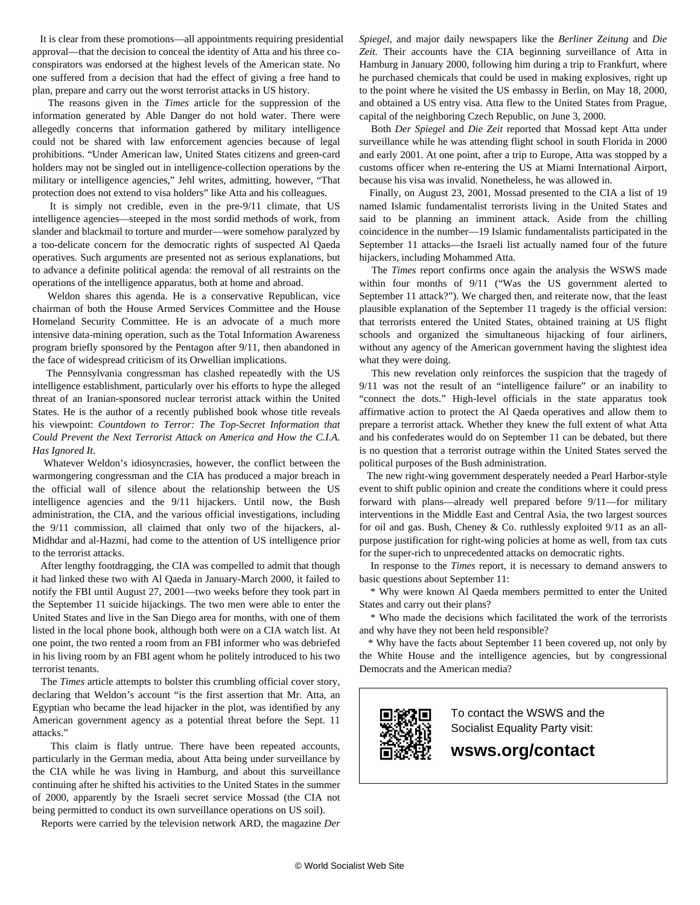It is clear from these promotions—all appointments requiring presidential approval—that the decision to conceal the identity of Atta and his three co-conspirators was endorsed at the highest levels of the American state. No one suffered from a decision that had the effect of giving a free hand to plan, prepare and carry out the worst terrorist attacks in US history.

The reasons given in the *Times* article for the suppression of the information generated by Able Danger do not hold water. There were allegedly concerns that information gathered by military intelligence could not be shared with law enforcement agencies because of legal prohibitions. "Under American law, United States citizens and green-card holders may not be singled out in intelligence-collection operations by the military or intelligence agencies," Jehl writes, admitting, however, "That protection does not extend to visa holders" like Atta and his colleagues.

It is simply not credible, even in the pre-9/11 climate, that US intelligence agencies—steeped in the most sordid methods of work, from slander and blackmail to torture and murder—were somehow paralyzed by a too-delicate concern for the democratic rights of suspected Al Qaeda operatives. Such arguments are presented not as serious explanations, but to advance a definite political agenda: the removal of all restraints on the operations of the intelligence apparatus, both at home and abroad.

Weldon shares this agenda. He is a conservative Republican, vice chairman of both the House Armed Services Committee and the House Homeland Security Committee. He is an advocate of a much more intensive data-mining operation, such as the Total Information Awareness program briefly sponsored by the Pentagon after 9/11, then abandoned in the face of widespread criticism of its Orwellian implications.

The Pennsylvania congressman has clashed repeatedly with the US intelligence establishment, particularly over his efforts to hype the alleged threat of an Iranian-sponsored nuclear terrorist attack within the United States. He is the author of a recently published book whose title reveals his viewpoint: *Countdown to Terror: The Top-Secret Information that Could Prevent the Next Terrorist Attack on America and How the C.I.A. Has Ignored It*.

Whatever Weldon's idiosyncrasies, however, the conflict between the warmongering congressman and the CIA has produced a major breach in the official wall of silence about the relationship between the US intelligence agencies and the 9/11 hijackers. Until now, the Bush administration, the CIA, and the various official investigations, including the 9/11 commission, all claimed that only two of the hijackers, al-Midhdar and al-Hazmi, had come to the attention of US intelligence prior to the terrorist attacks.

After lengthy footdragging, the CIA was compelled to admit that though it had linked these two with Al Qaeda in January-March 2000, it failed to notify the FBI until August 27, 2001—two weeks before they took part in the September 11 suicide hijackings. The two men were able to enter the United States and live in the San Diego area for months, with one of them listed in the local phone book, although both were on a CIA watch list. At one point, the two rented a room from an FBI informer who was debriefed in his living room by an FBI agent whom he politely introduced to his two terrorist tenants.

The *Times* article attempts to bolster this crumbling official cover story, declaring that Weldon's account "is the first assertion that Mr. Atta, an Egyptian who became the lead hijacker in the plot, was identified by any American government agency as a potential threat before the Sept. 11 attacks."

This claim is flatly untrue. There have been repeated accounts, particularly in the German media, about Atta being under surveillance by the CIA while he was living in Hamburg, and about this surveillance continuing after he shifted his activities to the United States in the summer of 2000, apparently by the Israeli secret service Mossad (the CIA not being permitted to conduct its own surveillance operations on US soil).

Reports were carried by the television network ARD, the magazine *Der Spiegel*, and major daily newspapers like the *Berliner Zeitung* and *Die Zeit*. Their accounts have the CIA beginning surveillance of Atta in Hamburg in January 2000, following him during a trip to Frankfurt, where he purchased chemicals that could be used in making explosives, right up to the point where he visited the US embassy in Berlin, on May 18, 2000, and obtained a US entry visa. Atta flew to the United States from Prague, capital of the neighboring Czech Republic, on June 3, 2000.

Both *Der Spiegel* and *Die Zeit* reported that Mossad kept Atta under surveillance while he was attending flight school in south Florida in 2000 and early 2001. At one point, after a trip to Europe, Atta was stopped by a customs officer when re-entering the US at Miami International Airport, because his visa was invalid. Nonetheless, he was allowed in.

Finally, on August 23, 2001, Mossad presented to the CIA a list of 19 named Islamic fundamentalist terrorists living in the United States and said to be planning an imminent attack. Aside from the chilling coincidence in the number—19 Islamic fundamentalists participated in the September 11 attacks—the Israeli list actually named four of the future hijackers, including Mohammed Atta.

The *Times* report confirms once again the analysis the WSWS made within four months of 9/11 ("Was the US government alerted to September 11 attack?"). We charged then, and reiterate now, that the least plausible explanation of the September 11 tragedy is the official version: that terrorists entered the United States, obtained training at US flight schools and organized the simultaneous hijacking of four airliners, without any agency of the American government having the slightest idea what they were doing.

This new revelation only reinforces the suspicion that the tragedy of 9/11 was not the result of an "intelligence failure" or an inability to "connect the dots." High-level officials in the state apparatus took affirmative action to protect the Al Qaeda operatives and allow them to prepare a terrorist attack. Whether they knew the full extent of what Atta and his confederates would do on September 11 can be debated, but there is no question that a terrorist outrage within the United States served the political purposes of the Bush administration.

The new right-wing government desperately needed a Pearl Harbor-style event to shift public opinion and create the conditions where it could press forward with plans—already well prepared before 9/11—for military interventions in the Middle East and Central Asia, the two largest sources for oil and gas. Bush, Cheney & Co. ruthlessly exploited 9/11 as an all-purpose justification for right-wing policies at home as well, from tax cuts for the super-rich to unprecedented attacks on democratic rights.

In response to the *Times* report, it is necessary to demand answers to basic questions about September 11:

* Why were known Al Qaeda members permitted to enter the United States and carry out their plans?

* Who made the decisions which facilitated the work of the terrorists and why have they not been held responsible?

* Why have the facts about September 11 been covered up, not only by the White House and the intelligence agencies, but by congressional Democrats and the American media?

To contact the WSWS and the Socialist Equality Party visit:

**wsws.org/contact**